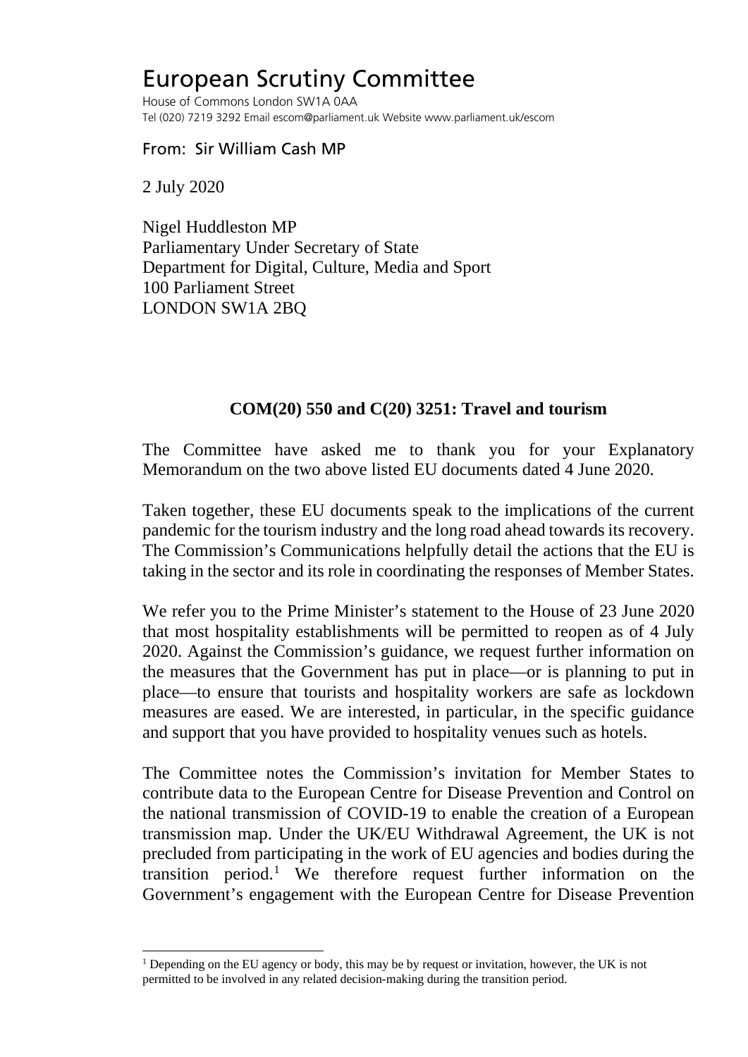# European Scrutiny Committee

House of Commons London SW1A 0AA
Tel (020) 7219 3292 Email escom@parliament.uk Website www.parliament.uk/escom

From: Sir William Cash MP

2 July 2020

Nigel Huddleston MP
Parliamentary Under Secretary of State
Department for Digital, Culture, Media and Sport
100 Parliament Street
LONDON SW1A 2BQ

**COM(20) 550 and C(20) 3251: Travel and tourism**

The Committee have asked me to thank you for your Explanatory Memorandum on the two above listed EU documents dated 4 June 2020.

Taken together, these EU documents speak to the implications of the current pandemic for the tourism industry and the long road ahead towards its recovery. The Commission's Communications helpfully detail the actions that the EU is taking in the sector and its role in coordinating the responses of Member States.

We refer you to the Prime Minister's statement to the House of 23 June 2020 that most hospitality establishments will be permitted to reopen as of 4 July 2020. Against the Commission's guidance, we request further information on the measures that the Government has put in place—or is planning to put in place—to ensure that tourists and hospitality workers are safe as lockdown measures are eased. We are interested, in particular, in the specific guidance and support that you have provided to hospitality venues such as hotels.

The Committee notes the Commission's invitation for Member States to contribute data to the European Centre for Disease Prevention and Control on the national transmission of COVID-19 to enable the creation of a European transmission map. Under the UK/EU Withdrawal Agreement, the UK is not precluded from participating in the work of EU agencies and bodies during the transition period.[1] We therefore request further information on the Government's engagement with the European Centre for Disease Prevention

[1] Depending on the EU agency or body, this may be by request or invitation, however, the UK is not permitted to be involved in any related decision-making during the transition period.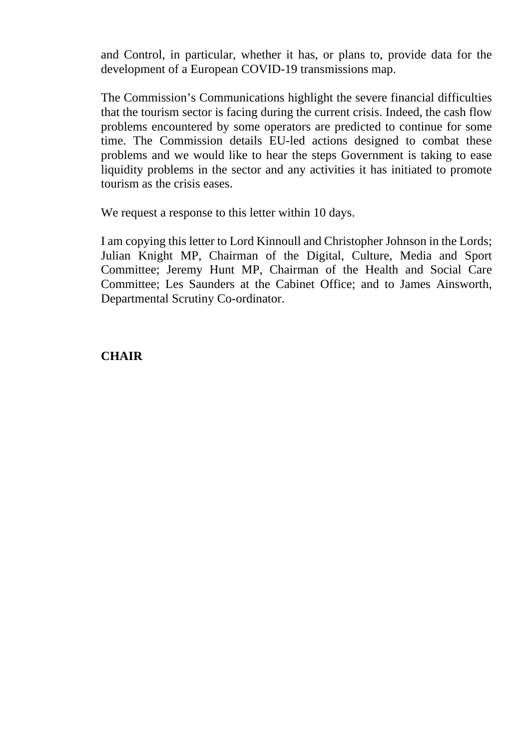and Control, in particular, whether it has, or plans to, provide data for the development of a European COVID-19 transmissions map.

The Commission's Communications highlight the severe financial difficulties that the tourism sector is facing during the current crisis. Indeed, the cash flow problems encountered by some operators are predicted to continue for some time. The Commission details EU-led actions designed to combat these problems and we would like to hear the steps Government is taking to ease liquidity problems in the sector and any activities it has initiated to promote tourism as the crisis eases.

We request a response to this letter within 10 days.

I am copying this letter to Lord Kinnoull and Christopher Johnson in the Lords; Julian Knight MP, Chairman of the Digital, Culture, Media and Sport Committee; Jeremy Hunt MP, Chairman of the Health and Social Care Committee; Les Saunders at the Cabinet Office; and to James Ainsworth, Departmental Scrutiny Co-ordinator.

**CHAIR**